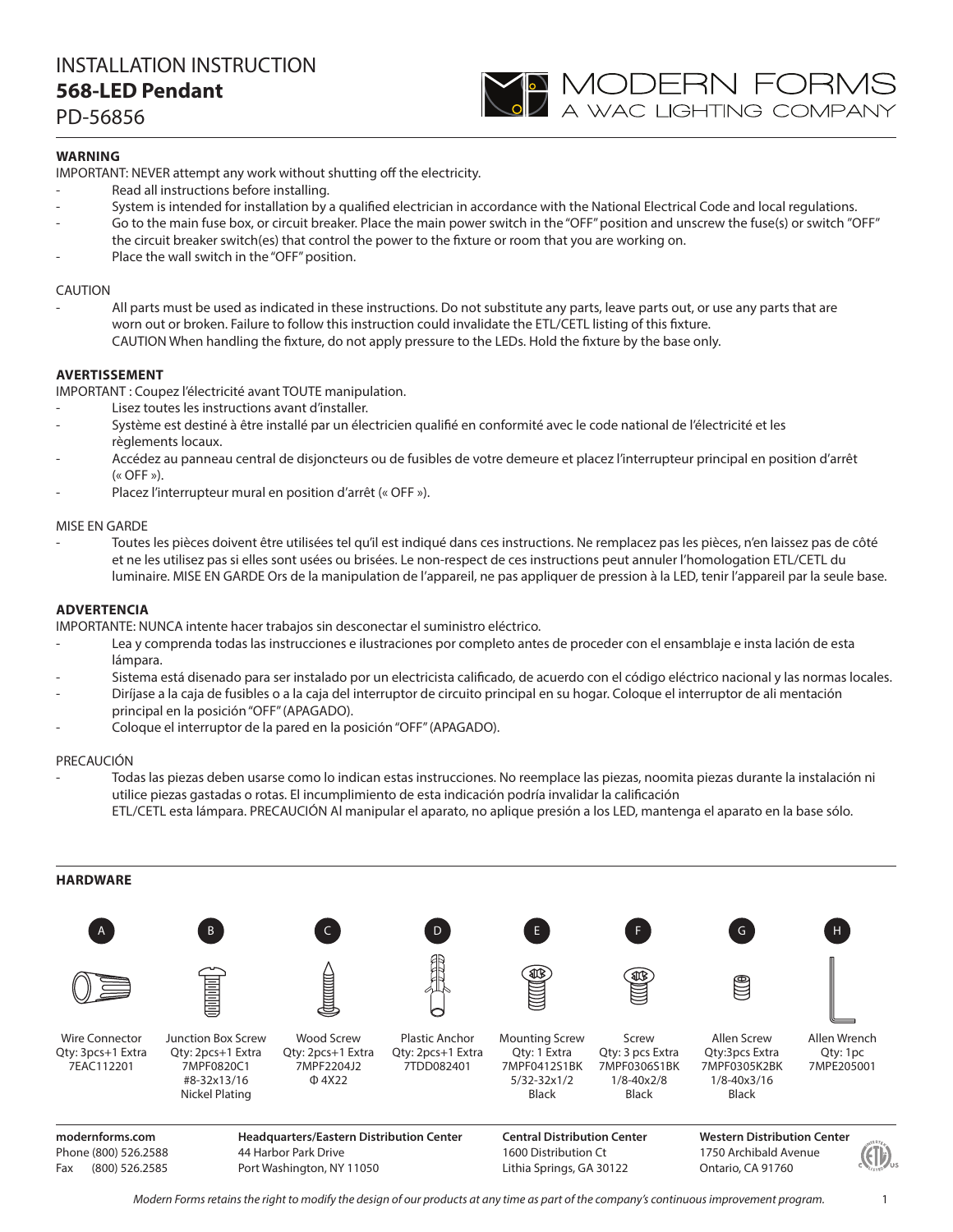# INSTALLATION INSTRUCTION
## 568-LED Pendant
PD-56856

MODERN FORMS
A WAC LIGHTING COMPANY

**WARNING**

IMPORTANT: NEVER attempt any work without shutting off the electricity.

- Read all instructions before installing.
- System is intended for installation by a qualified electrician in accordance with the National Electrical Code and local regulations.
- Go to the main fuse box, or circuit breaker. Place the main power switch in the "OFF" position and unscrew the fuse(s) or switch "OFF" the circuit breaker switch(es) that control the power to the fixture or room that you are working on.
- Place the wall switch in the "OFF" position.

CAUTION

- All parts must be used as indicated in these instructions. Do not substitute any parts, leave parts out, or use any parts that are worn out or broken. Failure to follow this instruction could invalidate the ETL/CETL listing of this fixture.
  CAUTION When handling the fixture, do not apply pressure to the LEDs. Hold the fixture by the base only.

**AVERTISSEMENT**

IMPORTANT : Coupez l'électricité avant TOUTE manipulation.

- Lisez toutes les instructions avant d'installer.
- Système est destiné à être installé par un électricien qualifié en conformité avec le code national de l'électricité et les règlements locaux.
- Accédez au panneau central de disjoncteurs ou de fusibles de votre demeure et placez l'interrupteur principal en position d'arrêt (« OFF »).
- Placez l'interrupteur mural en position d'arrêt (« OFF »).

MISE EN GARDE

- Toutes les pièces doivent être utilisées tel qu'il est indiqué dans ces instructions. Ne remplacez pas les pièces, n'en laissez pas de côté et ne les utilisez pas si elles sont usées ou brisées. Le non-respect de ces instructions peut annuler l'homologation ETL/CETL du luminaire. MISE EN GARDE Ors de la manipulation de l'appareil, ne pas appliquer de pression à la LED, tenir l'appareil par la seule base.

**ADVERTENCIA**

IMPORTANTE: NUNCA intente hacer trabajos sin desconectar el suministro eléctrico.

- Lea y comprenda todas las instrucciones e ilustraciones por completo antes de proceder con el ensamblaje e insta lación de esta lámpara.
- Sistema está disenado para ser instalado por un electricista calificado, de acuerdo con el código eléctrico nacional y las normas locales.
- Diríjase a la caja de fusibles o a la caja del interruptor de circuito principal en su hogar. Coloque el interruptor de ali mentación principal en la posición "OFF" (APAGADO).
- Coloque el interruptor de la pared en la posición "OFF" (APAGADO).

PRECAUCIÓN

- Todas las piezas deben usarse como lo indican estas instrucciones. No reemplace las piezas, noomita piezas durante la instalación ni utilice piezas gastadas o rotas. El incumplimiento de esta indicación podría invalidar la calificación
  ETL/CETL esta lámpara. PRECAUCIÓN Al manipular el aparato, no aplique presión a los LED, mantenga el aparato en la base sólo.

**HARDWARE**

| A | B | C | D | E | F | G | H |
|---|---|---|---|---|---|---|---|
| Wire Connector<br>Qty: 3pcs+1 Extra<br>7EAC112201 | Junction Box Screw<br>Qty: 2pcs+1 Extra<br>7MPF0820C1<br>#8-32x13/16<br>Nickel Plating | Wood Screw<br>Qty: 2pcs+1 Extra<br>7MPF2204J2<br>Φ 4X22 | Plastic Anchor<br>Qty: 2pcs+1 Extra<br>7TDD082401 | Mounting Screw<br>Qty: 1 Extra<br>7MPF0412S1BK<br>5/32-32x1/2<br>Black | Screw<br>Qty: 3 pcs Extra<br>7MPF0306S1BK<br>1/8-40x2/8<br>Black | Allen Screw<br>Qty:3pcs Extra<br>7MPF0305K2BK<br>1/8-40x3/16<br>Black | Allen Wrench<br>Qty: 1pc<br>7MPE205001 |

**modernforms.com**
Phone (800) 526.2588
Fax (800) 526.2585

**Headquarters/Eastern Distribution Center**
44 Harbor Park Drive
Port Washington, NY 11050

**Central Distribution Center**
1600 Distribution Ct
Lithia Springs, GA 30122

**Western Distribution Center**
1750 Archibald Avenue
Ontario, CA 91760

*Modern Forms retains the right to modify the design of our products at any time as part of the company's continuous improvement program.*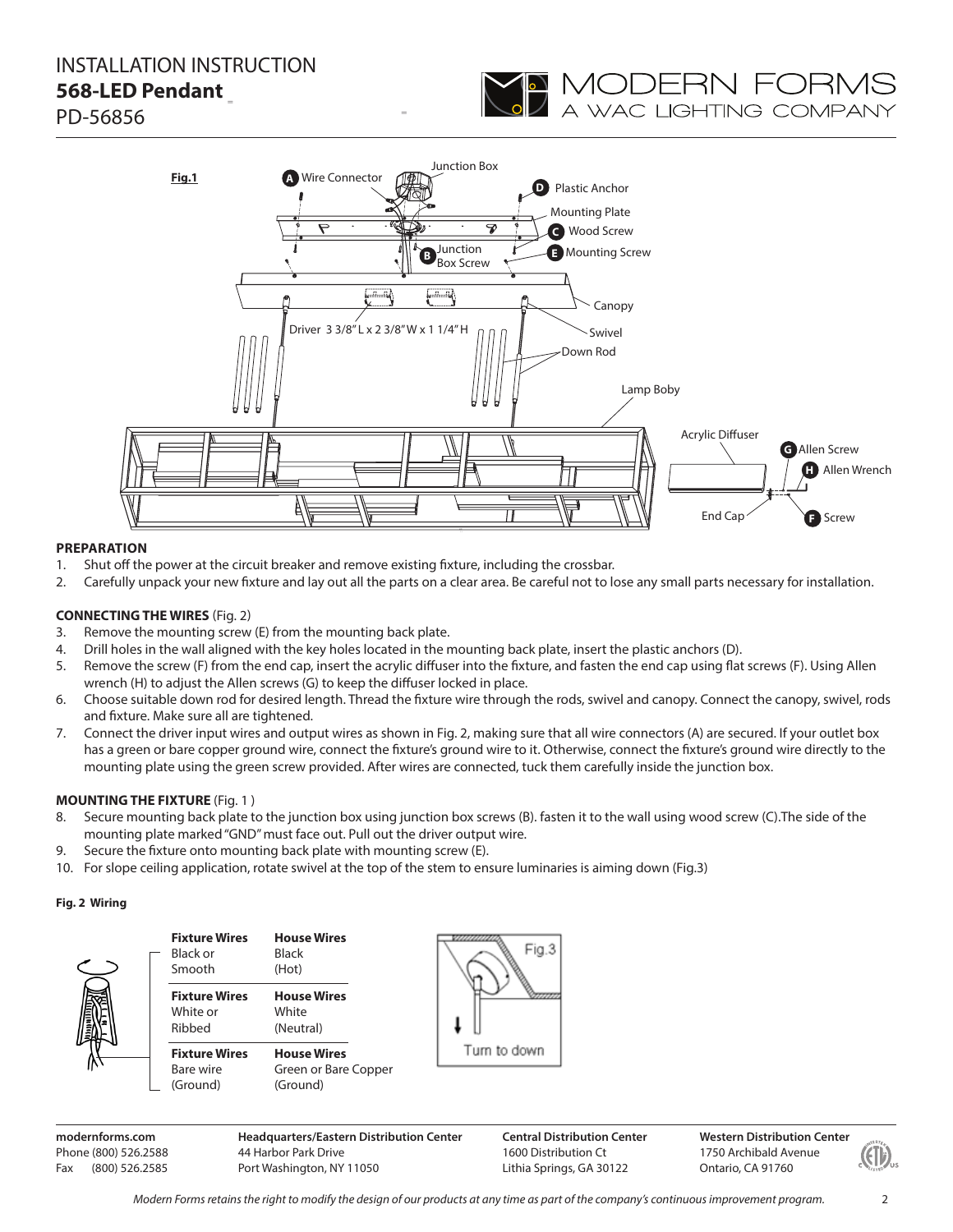# INSTALLATION INSTRUCTION

**568-LED Pendant**

PD-56856

MODERN FORMS
A WAC LIGHTING COMPANY

**Fig.1**

A Wire Connector
Junction Box
D Plastic Anchor
Mounting Plate
C Wood Screw
B Junction Box Screw
E Mounting Screw
Canopy
Driver 3 3/8" L x 2 3/8" W x 1 1/4" H
Swivel
Down Rod
Lamp Boby
Acrylic Diffuser
G Allen Screw
H Allen Wrench
End Cap
F Screw

## PREPARATION

1. Shut off the power at the circuit breaker and remove existing fixture, including the crossbar.
2. Carefully unpack your new fixture and lay out all the parts on a clear area. Be careful not to lose any small parts necessary for installation.

## CONNECTING THE WIRES (Fig. 2)

3. Remove the mounting screw (E) from the mounting back plate.
4. Drill holes in the wall aligned with the key holes located in the mounting back plate, insert the plastic anchors (D).
5. Remove the screw (F) from the end cap, insert the acrylic diffuser into the fixture, and fasten the end cap using flat screws (F). Using Allen wrench (H) to adjust the Allen screws (G) to keep the diffuser locked in place.
6. Choose suitable down rod for desired length. Thread the fixture wire through the rods, swivel and canopy. Connect the canopy, swivel, rods and fixture. Make sure all are tightened.
7. Connect the driver input wires and output wires as shown in Fig. 2, making sure that all wire connectors (A) are secured. If your outlet box has a green or bare copper ground wire, connect the fixture's ground wire to it. Otherwise, connect the fixture's ground wire directly to the mounting plate using the green screw provided. After wires are connected, tuck them carefully inside the junction box.

## MOUNTING THE FIXTURE (Fig. 1 )

8. Secure mounting back plate to the junction box using junction box screws (B). fasten it to the wall using wood screw (C).The side of the mounting plate marked "GND" must face out. Pull out the driver output wire.
9. Secure the fixture onto mounting back plate with mounting screw (E).
10. For slope ceiling application, rotate swivel at the top of the stem to ensure luminaries is aiming down (Fig.3)

**Fig. 2 Wiring**

| Fixture Wires | House Wires |
|---|---|
| Black or Smooth | Black (Hot) |
| White or Ribbed | White (Neutral) |
| Bare wire (Ground) | Green or Bare Copper (Ground) |

Fig.3

Turn to down

**modernforms.com**
Phone (800) 526.2588
Fax (800) 526.2585

**Headquarters/Eastern Distribution Center**
44 Harbor Park Drive
Port Washington, NY 11050

**Central Distribution Center**
1600 Distribution Ct
Lithia Springs, GA 30122

**Western Distribution Center**
1750 Archibald Avenue
Ontario, CA 91760

*Modern Forms retains the right to modify the design of our products at any time as part of the company's continuous improvement program.*